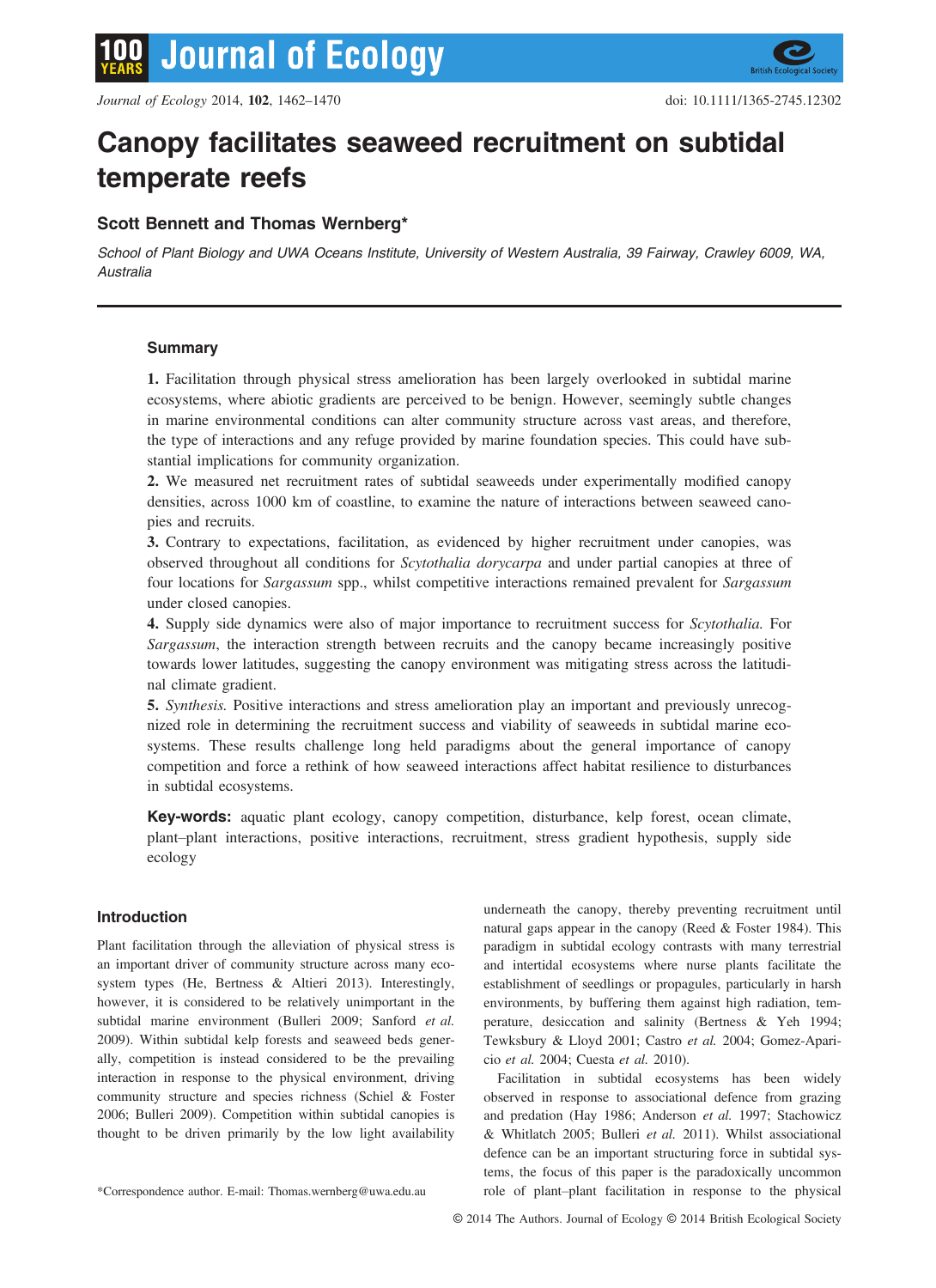// Journal of Ecology

# Canopy facilitates seaweed recruitment on subtidal temperate reefs

**Scott Bennett and Thomas Wernberg***

*School of Plant Biology and UWA Oceans Institute, University of Western Australia, 39 Fairway, Crawley 6009, WA, Australia*

---

## Summary

**1.** Facilitation through physical stress amelioration has been largely overlooked in subtidal marine ecosystems, where abiotic gradients are perceived to be benign. However, seemingly subtle changes in marine environmental conditions can alter community structure across vast areas, and therefore, the type of interactions and any refuge provided by marine foundation species. This could have substantial implications for community organization.

**2.** We measured net recruitment rates of subtidal seaweeds under experimentally modified canopy densities, across 1000 km of coastline, to examine the nature of interactions between seaweed canopies and recruits.

**3.** Contrary to expectations, facilitation, as evidenced by higher recruitment under canopies, was observed throughout all conditions for *Scytothalia dorycarpa* and under partial canopies at three of four locations for *Sargassum* spp., whilst competitive interactions remained prevalent for *Sargassum* under closed canopies.

**4.** Supply side dynamics were also of major importance to recruitment success for *Scytothalia*. For *Sargassum*, the interaction strength between recruits and the canopy became increasingly positive towards lower latitudes, suggesting the canopy environment was mitigating stress across the latitudinal climate gradient.

**5.** *Synthesis.* Positive interactions and stress amelioration play an important and previously unrecognized role in determining the recruitment success and viability of seaweeds in subtidal marine ecosystems. These results challenge long held paradigms about the general importance of canopy competition and force a rethink of how seaweed interactions affect habitat resilience to disturbances in subtidal ecosystems.

**Key-words:** aquatic plant ecology, canopy competition, disturbance, kelp forest, ocean climate, plant–plant interactions, positive interactions, recruitment, stress gradient hypothesis, supply side ecology

## Introduction

Plant facilitation through the alleviation of physical stress is an important driver of community structure across many ecosystem types (He, Bertness & Altieri 2013). Interestingly, however, it is considered to be relatively unimportant in the subtidal marine environment (Bulleri 2009; Sanford *et al.* 2009). Within subtidal kelp forests and seaweed beds generally, competition is instead considered to be the prevailing interaction in response to the physical environment, driving community structure and species richness (Schiel & Foster 2006; Bulleri 2009). Competition within subtidal canopies is thought to be driven primarily by the low light availability underneath the canopy, thereby preventing recruitment until natural gaps appear in the canopy (Reed & Foster 1984). This paradigm in subtidal ecology contrasts with many terrestrial and intertidal ecosystems where nurse plants facilitate the establishment of seedlings or propagules, particularly in harsh environments, by buffering them against high radiation, temperature, desiccation and salinity (Bertness & Yeh 1994; Tewksbury & Lloyd 2001; Castro *et al.* 2004; Gomez-Aparicio *et al.* 2004; Cuesta *et al.* 2010).

Facilitation in subtidal ecosystems has been widely observed in response to associational defence from grazing and predation (Hay 1986; Anderson *et al.* 1997; Stachowicz & Whitlatch 2005; Bulleri *et al.* 2011). Whilst associational defence can be an important structuring force in subtidal systems, the focus of this paper is the paradoxically uncommon role of plant–plant facilitation in response to the physical

*Correspondence author. E-mail: Thomas.wernberg@uwa.edu.au

© 2014 The Authors. Journal of Ecology © 2014 British Ecological Society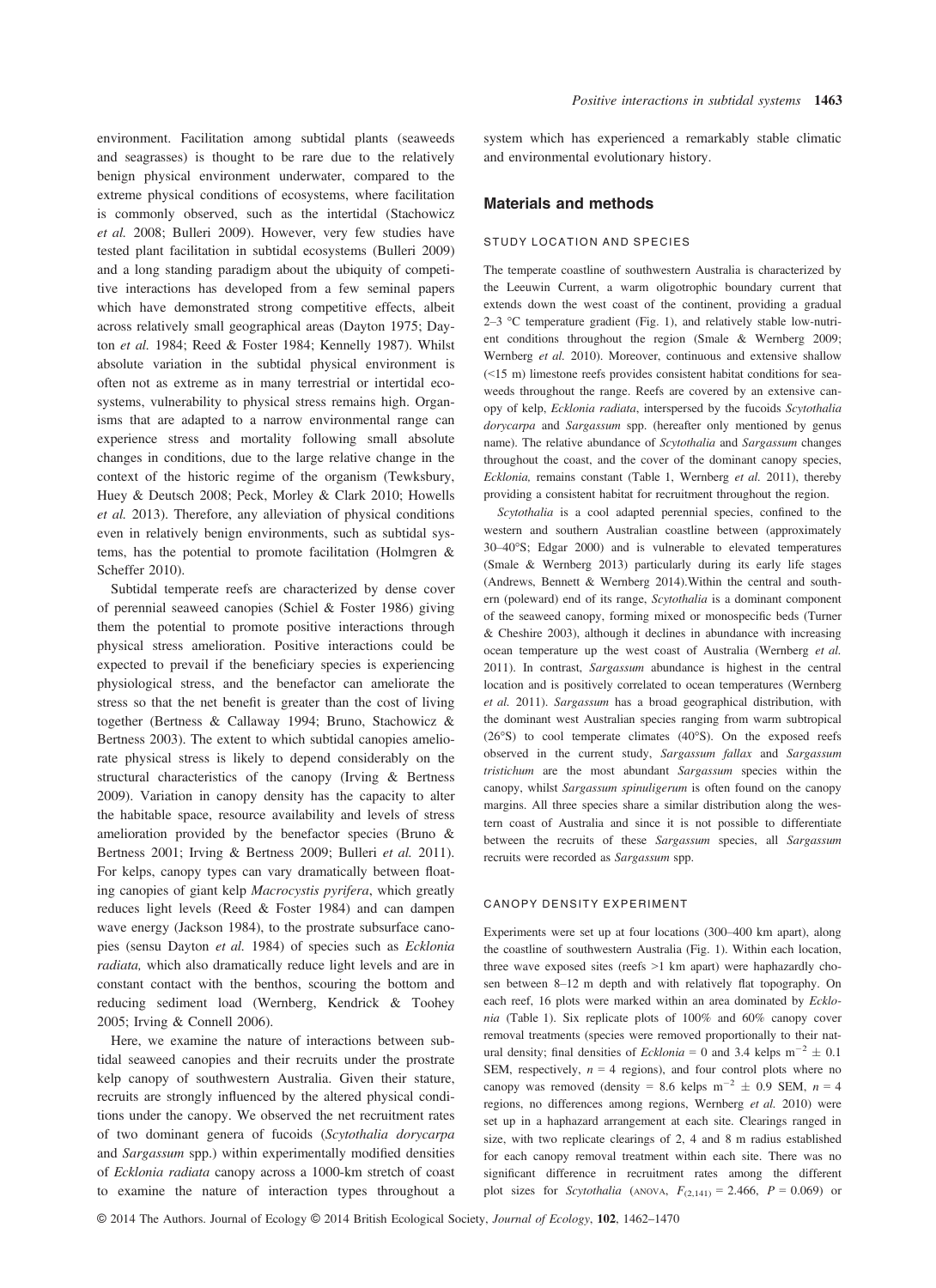environment. Facilitation among subtidal plants (seaweeds and seagrasses) is thought to be rare due to the relatively benign physical environment underwater, compared to the extreme physical conditions of ecosystems, where facilitation is commonly observed, such as the intertidal (Stachowicz *et al.* 2008; Bulleri 2009). However, very few studies have tested plant facilitation in subtidal ecosystems (Bulleri 2009) and a long standing paradigm about the ubiquity of competitive interactions has developed from a few seminal papers which have demonstrated strong competitive effects, albeit across relatively small geographical areas (Dayton 1975; Dayton *et al.* 1984; Reed & Foster 1984; Kennelly 1987). Whilst absolute variation in the subtidal physical environment is often not as extreme as in many terrestrial or intertidal ecosystems, vulnerability to physical stress remains high. Organisms that are adapted to a narrow environmental range can experience stress and mortality following small absolute changes in conditions, due to the large relative change in the context of the historic regime of the organism (Tewksbury, Huey & Deutsch 2008; Peck, Morley & Clark 2010; Howells *et al.* 2013). Therefore, any alleviation of physical conditions even in relatively benign environments, such as subtidal systems, has the potential to promote facilitation (Holmgren & Scheffer 2010).

Subtidal temperate reefs are characterized by dense cover of perennial seaweed canopies (Schiel & Foster 1986) giving them the potential to promote positive interactions through physical stress amelioration. Positive interactions could be expected to prevail if the beneficiary species is experiencing physiological stress, and the benefactor can ameliorate the stress so that the net benefit is greater than the cost of living together (Bertness & Callaway 1994; Bruno, Stachowicz & Bertness 2003). The extent to which subtidal canopies ameliorate physical stress is likely to depend considerably on the structural characteristics of the canopy (Irving & Bertness 2009). Variation in canopy density has the capacity to alter the habitable space, resource availability and levels of stress amelioration provided by the benefactor species (Bruno & Bertness 2001; Irving & Bertness 2009; Bulleri *et al.* 2011). For kelps, canopy types can vary dramatically between floating canopies of giant kelp *Macrocystis pyrifera*, which greatly reduces light levels (Reed & Foster 1984) and can dampen wave energy (Jackson 1984), to the prostrate subsurface canopies (sensu Dayton *et al.* 1984) of species such as *Ecklonia radiata,* which also dramatically reduce light levels and are in constant contact with the benthos, scouring the bottom and reducing sediment load (Wernberg, Kendrick & Toohey 2005; Irving & Connell 2006).

Here, we examine the nature of interactions between subtidal seaweed canopies and their recruits under the prostrate kelp canopy of southwestern Australia. Given their stature, recruits are strongly influenced by the altered physical conditions under the canopy. We observed the net recruitment rates of two dominant genera of fucoids (*Scytothalia dorycarpa* and *Sargassum* spp.) within experimentally modified densities of *Ecklonia radiata* canopy across a 1000-km stretch of coast to examine the nature of interaction types throughout a system which has experienced a remarkably stable climatic and environmental evolutionary history.

## Materials and methods

### STUDY LOCATION AND SPECIES

The temperate coastline of southwestern Australia is characterized by the Leeuwin Current, a warm oligotrophic boundary current that extends down the west coast of the continent, providing a gradual 2–3 °C temperature gradient (Fig. 1), and relatively stable low-nutrient conditions throughout the region (Smale & Wernberg 2009; Wernberg *et al.* 2010). Moreover, continuous and extensive shallow (<15 m) limestone reefs provides consistent habitat conditions for seaweeds throughout the range. Reefs are covered by an extensive canopy of kelp, *Ecklonia radiata*, interspersed by the fucoids *Scytothalia dorycarpa* and *Sargassum* spp. (hereafter only mentioned by genus name). The relative abundance of *Scytothalia* and *Sargassum* changes throughout the coast, and the cover of the dominant canopy species, *Ecklonia,* remains constant (Table 1, Wernberg *et al.* 2011), thereby providing a consistent habitat for recruitment throughout the region.

*Scytothalia* is a cool adapted perennial species, confined to the western and southern Australian coastline between (approximately 30–40°S; Edgar 2000) and is vulnerable to elevated temperatures (Smale & Wernberg 2013) particularly during its early life stages (Andrews, Bennett & Wernberg 2014).Within the central and southern (poleward) end of its range, *Scytothalia* is a dominant component of the seaweed canopy, forming mixed or monospecific beds (Turner & Cheshire 2003), although it declines in abundance with increasing ocean temperature up the west coast of Australia (Wernberg *et al.* 2011). In contrast, *Sargassum* abundance is highest in the central location and is positively correlated to ocean temperatures (Wernberg *et al.* 2011). *Sargassum* has a broad geographical distribution, with the dominant west Australian species ranging from warm subtropical (26°S) to cool temperate climates (40°S). On the exposed reefs observed in the current study, *Sargassum fallax* and *Sargassum tristichum* are the most abundant *Sargassum* species within the canopy, whilst *Sargassum spinuligerum* is often found on the canopy margins. All three species share a similar distribution along the western coast of Australia and since it is not possible to differentiate between the recruits of these *Sargassum* species, all *Sargassum* recruits were recorded as *Sargassum* spp.

### CANOPY DENSITY EXPERIMENT

Experiments were set up at four locations (300–400 km apart), along the coastline of southwestern Australia (Fig. 1). Within each location, three wave exposed sites (reefs >1 km apart) were haphazardly chosen between 8–12 m depth and with relatively flat topography. On each reef, 16 plots were marked within an area dominated by *Ecklonia* (Table 1). Six replicate plots of 100% and 60% canopy cover removal treatments (species were removed proportionally to their natural density; final densities of *Ecklonia* = 0 and 3.4 kelps $m^{-2} \pm 0.1$ SEM, respectively, $n = 4$ regions), and four control plots where no canopy was removed (density = 8.6 kelps $m^{-2} \pm 0.9$ SEM, $n = 4$ regions, no differences among regions, Wernberg *et al.* 2010) were set up in a haphazard arrangement at each site. Clearings ranged in size, with two replicate clearings of 2, 4 and 8 m radius established for each canopy removal treatment within each site. There was no significant difference in recruitment rates among the different plot sizes for *Scytothalia* (ANOVA, $F_{(2,141)} = 2.466$, $P = 0.069$) or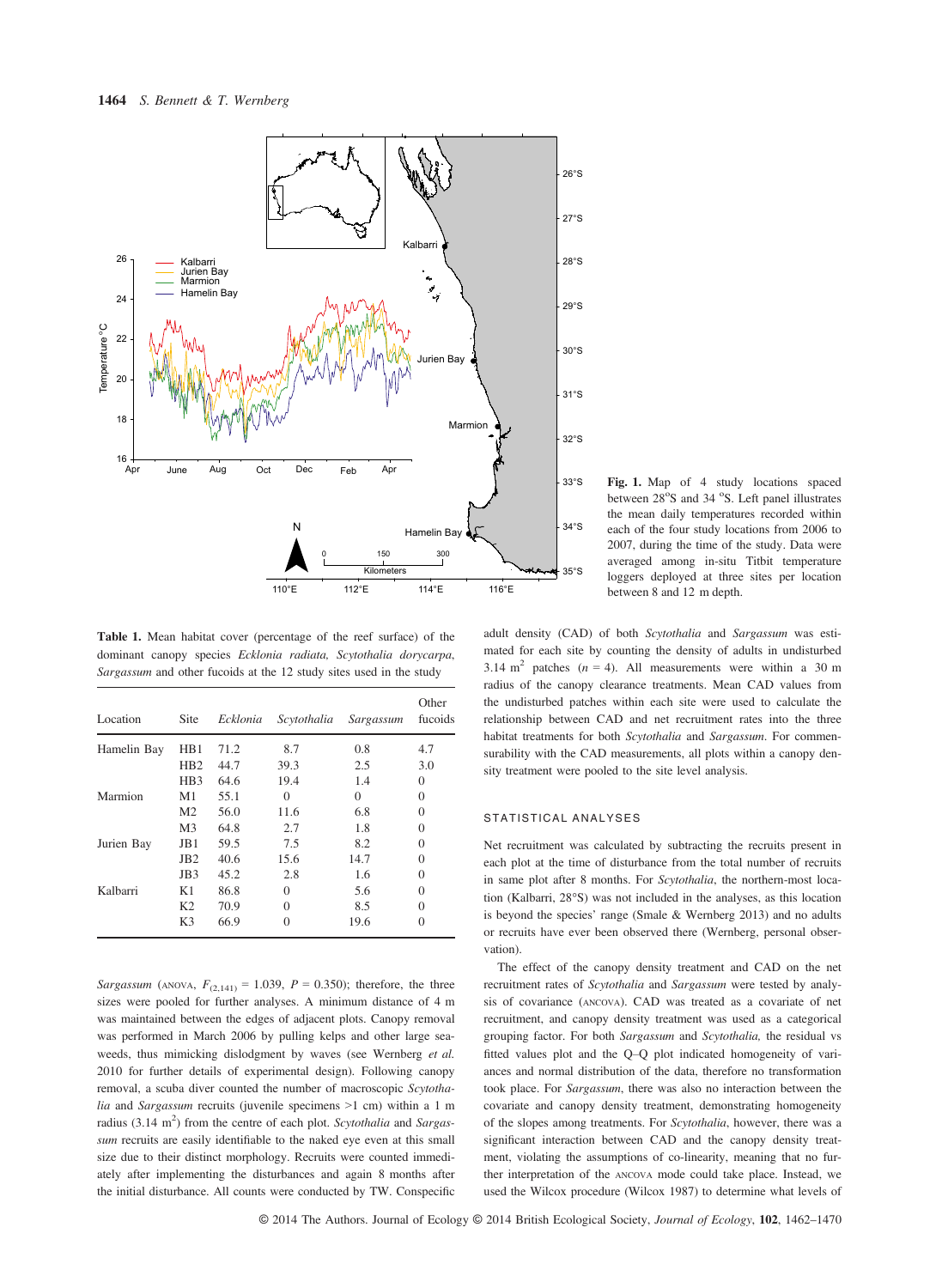**Fig. 1.** Map of 4 study locations spaced between 28°S and 34 °S. Left panel illustrates the mean daily temperatures recorded within each of the four study locations from 2006 to 2007, during the time of the study. Data were averaged among in-situ Titbit temperature loggers deployed at three sites per location between 8 and 12 m depth.

**Table 1.** Mean habitat cover (percentage of the reef surface) of the dominant canopy species *Ecklonia radiata, Scytothalia dorycarpa, Sargassum* and other fucoids at the 12 study sites used in the study

| Location | Site | *Ecklonia* | *Scytothalia* | *Sargassum* | Other fucoids |
|---|---|---|---|---|---|
| Hamelin Bay | HB1 | 71.2 | 8.7 | 0.8 | 4.7 |
| | HB2 | 44.7 | 39.3 | 2.5 | 3.0 |
| | HB3 | 64.6 | 19.4 | 1.4 | 0 |
| Marmion | M1 | 55.1 | 0 | 0 | 0 |
| | M2 | 56.0 | 11.6 | 6.8 | 0 |
| | M3 | 64.8 | 2.7 | 1.8 | 0 |
| Jurien Bay | JB1 | 59.5 | 7.5 | 8.2 | 0 |
| | JB2 | 40.6 | 15.6 | 14.7 | 0 |
| | JB3 | 45.2 | 2.8 | 1.6 | 0 |
| Kalbarri | K1 | 86.8 | 0 | 5.6 | 0 |
| | K2 | 70.9 | 0 | 8.5 | 0 |
| | K3 | 66.9 | 0 | 19.6 | 0 |

*Sargassum* (ANOVA, $F_{(2,141)} = 1.039$, $P = 0.350$); therefore, the three sizes were pooled for further analyses. A minimum distance of 4 m was maintained between the edges of adjacent plots. Canopy removal was performed in March 2006 by pulling kelps and other large seaweeds, thus mimicking dislodgment by waves (see Wernberg *et al.* 2010 for further details of experimental design). Following canopy removal, a scuba diver counted the number of macroscopic *Scytothalia* and *Sargassum* recruits (juvenile specimens >1 cm) within a 1 m radius (3.14 $m^2$) from the centre of each plot. *Scytothalia* and *Sargassum* recruits are easily identifiable to the naked eye even at this small size due to their distinct morphology. Recruits were counted immediately after implementing the disturbances and again 8 months after the initial disturbance. All counts were conducted by TW. Conspecific adult density (CAD) of both *Scytothalia* and *Sargassum* was estimated for each site by counting the density of adults in undisturbed 3.14 $m^2$ patches ($n = 4$). All measurements were within a 30 m radius of the canopy clearance treatments. Mean CAD values from the undisturbed patches within each site were used to calculate the relationship between CAD and net recruitment rates into the three habitat treatments for both *Scytothalia* and *Sargassum*. For commensurability with the CAD measurements, all plots within a canopy density treatment were pooled to the site level analysis.

## STATISTICAL ANALYSES

Net recruitment was calculated by subtracting the recruits present in each plot at the time of disturbance from the total number of recruits in same plot after 8 months. For *Scytothalia*, the northern-most location (Kalbarri, 28°S) was not included in the analyses, as this location is beyond the species' range (Smale & Wernberg 2013) and no adults or recruits have ever been observed there (Wernberg, personal observation).

The effect of the canopy density treatment and CAD on the net recruitment rates of *Scytothalia* and *Sargassum* were tested by analysis of covariance (ANCOVA). CAD was treated as a covariate of net recruitment, and canopy density treatment was used as a categorical grouping factor. For both *Sargassum* and *Scytothalia,* the residual vs fitted values plot and the Q–Q plot indicated homogeneity of variances and normal distribution of the data, therefore no transformation took place. For *Sargassum*, there was also no interaction between the covariate and canopy density treatment, demonstrating homogeneity of the slopes among treatments. For *Scytothalia*, however, there was a significant interaction between CAD and the canopy density treatment, violating the assumptions of co-linearity, meaning that no further interpretation of the ANCOVA mode could take place. Instead, we used the Wilcox procedure (Wilcox 1987) to determine what levels of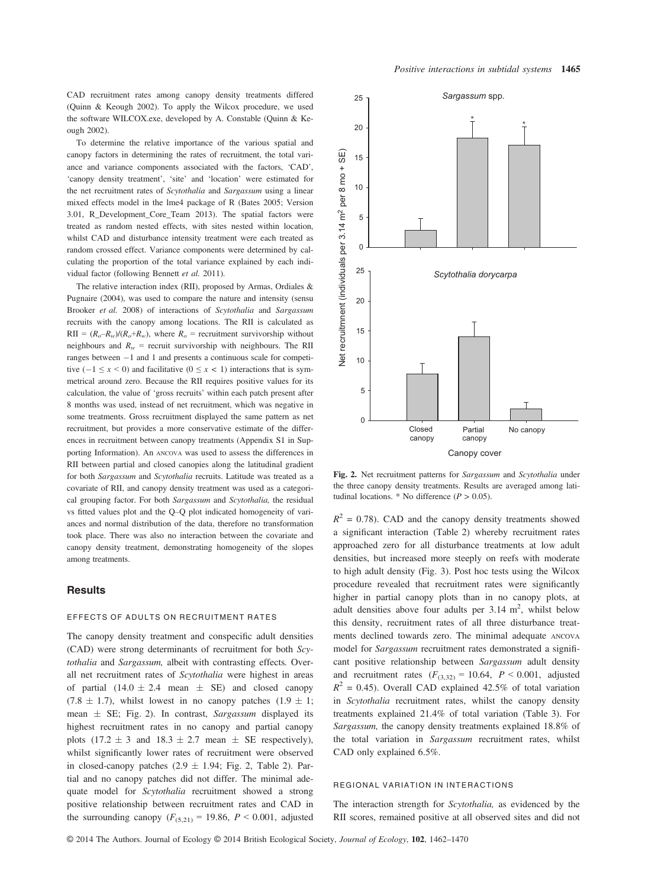CAD recruitment rates among canopy density treatments differed (Quinn & Keough 2002). To apply the Wilcox procedure, we used the software WILCOX.exe, developed by A. Constable (Quinn & Keough 2002).

To determine the relative importance of the various spatial and canopy factors in determining the rates of recruitment, the total variance and variance components associated with the factors, 'CAD', 'canopy density treatment', 'site' and 'location' were estimated for the net recruitment rates of *Scytothalia* and *Sargassum* using a linear mixed effects model in the lme4 package of R (Bates 2005; Version 3.01, R_Development_Core_Team 2013). The spatial factors were treated as random nested effects, with sites nested within location, whilst CAD and disturbance intensity treatment were each treated as random crossed effect. Variance components were determined by calculating the proportion of the total variance explained by each individual factor (following Bennett *et al.* 2011).

The relative interaction index (RII), proposed by Armas, Ordiales & Pugnaire (2004), was used to compare the nature and intensity (sensu Brooker *et al.* 2008) of interactions of *Scytothalia* and *Sargassum* recruits with the canopy among locations. The RII is calculated as $RII = (R_o - R_w)/(R_o + R_w)$, where $R_o$ = recruitment survivorship without neighbours and $R_w$ = recruit survivorship with neighbours. The RII ranges between −1 and 1 and presents a continuous scale for competitive ($-1 \leq x < 0$) and facilitative ($0 \leq x < 1$) interactions that is symmetrical around zero. Because the RII requires positive values for its calculation, the value of 'gross recruits' within each patch present after 8 months was used, instead of net recruitment, which was negative in some treatments. Gross recruitment displayed the same pattern as net recruitment, but provides a more conservative estimate of the differences in recruitment between canopy treatments (Appendix S1 in Supporting Information). An ANCOVA was used to assess the differences in RII between partial and closed canopies along the latitudinal gradient for both *Sargassum* and *Scytothalia* recruits. Latitude was treated as a covariate of RII, and canopy density treatment was used as a categorical grouping factor. For both *Sargassum* and *Scytothalia,* the residual vs fitted values plot and the Q–Q plot indicated homogeneity of variances and normal distribution of the data, therefore no transformation took place. There was also no interaction between the covariate and canopy density treatment, demonstrating homogeneity of the slopes among treatments.

## Results

### EFFECTS OF ADULTS ON RECRUITMENT RATES

The canopy density treatment and conspecific adult densities (CAD) were strong determinants of recruitment for both *Scytothalia* and *Sargassum,* albeit with contrasting effects*.* Overall net recruitment rates of *Scytothalia* were highest in areas of partial (14.0 ± 2.4 mean ± SE) and closed canopy (7.8 ± 1.7), whilst lowest in no canopy patches (1.9 ± 1; mean ± SE; Fig. 2). In contrast, *Sargassum* displayed its highest recruitment rates in no canopy and partial canopy plots (17.2 ± 3 and 18.3 ± 2.7 mean ± SE respectively), whilst significantly lower rates of recruitment were observed in closed-canopy patches (2.9 ± 1.94; Fig. 2, Table 2). Partial and no canopy patches did not differ. The minimal adequate model for *Scytothalia* recruitment showed a strong positive relationship between recruitment rates and CAD in the surrounding canopy ($F_{(5,21)} = 19.86$, $P < 0.001$, adjusted $R^2 = 0.78$). CAD and the canopy density treatments showed a significant interaction (Table 2) whereby recruitment rates approached zero for all disturbance treatments at low adult densities, but increased more steeply on reefs with moderate to high adult density (Fig. 3). Post hoc tests using the Wilcox procedure revealed that recruitment rates were significantly higher in partial canopy plots than in no canopy plots, at adult densities above four adults per 3.14 m$^2$, whilst below this density, recruitment rates of all three disturbance treatments declined towards zero. The minimal adequate ANCOVA model for *Sargassum* recruitment rates demonstrated a significant positive relationship between *Sargassum* adult density and recruitment rates ($F_{(3,32)} = 10.64$, $P < 0.001$, adjusted $R^2 = 0.45$). Overall CAD explained 42.5% of total variation in *Scytothalia* recruitment rates, whilst the canopy density treatments explained 21.4% of total variation (Table 3). For *Sargassum,* the canopy density treatments explained 18.8% of the total variation in *Sargassum* recruitment rates, whilst CAD only explained 6.5%.

Fig. 2. Net recruitment patterns for *Sargassum* and *Scytothalia* under the three canopy density treatments. Results are averaged among latitudinal locations. * No difference ($P > 0.05$).

### REGIONAL VARIATION IN INTERACTIONS

The interaction strength for *Scytothalia,* as evidenced by the RII scores, remained positive at all observed sites and did not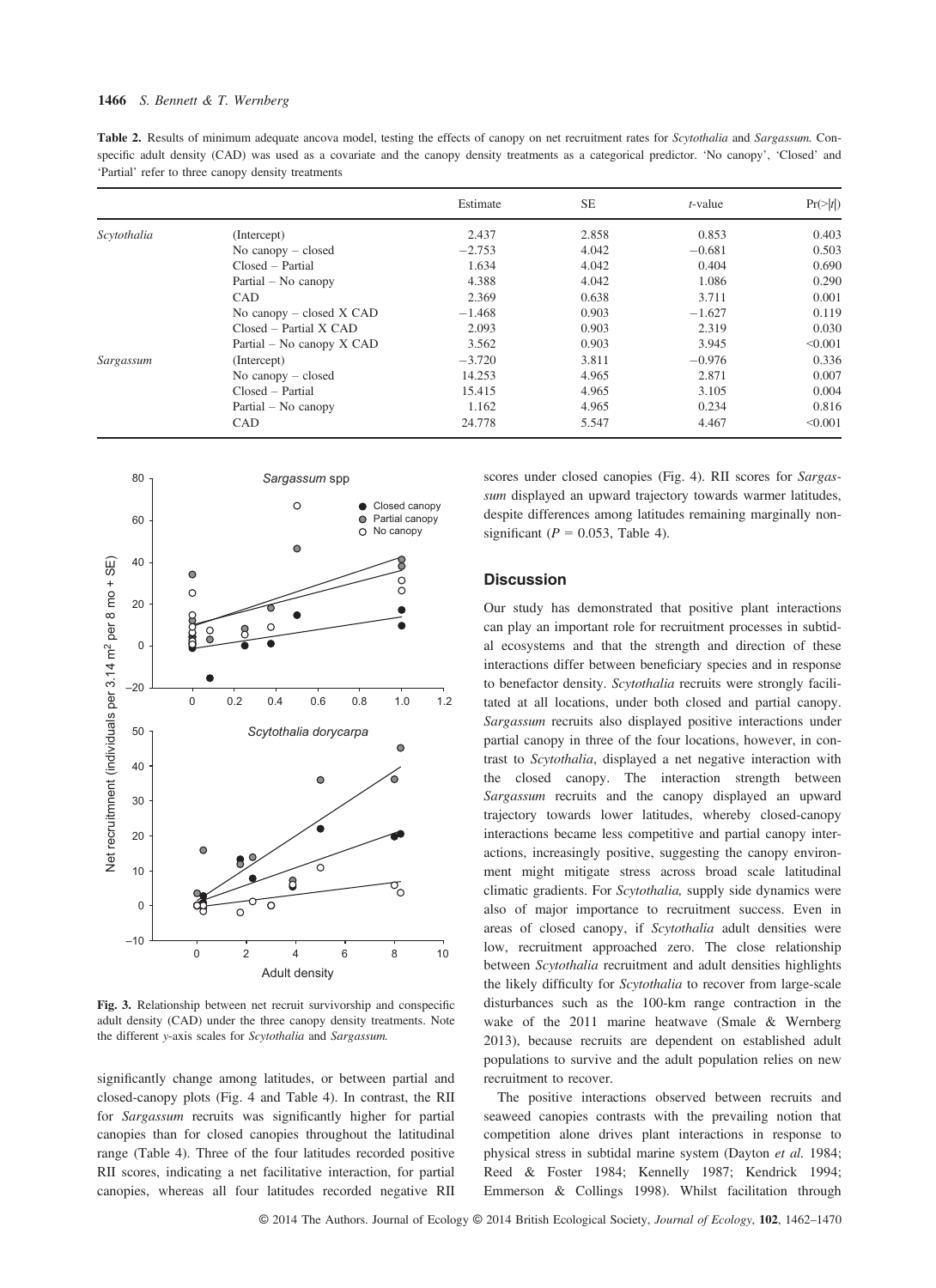**Table 2.** Results of minimum adequate ancova model, testing the effects of canopy on net recruitment rates for *Scytothalia* and *Sargassum*. Conspecific adult density (CAD) was used as a covariate and the canopy density treatments as a categorical predictor. 'No canopy', 'Closed' and 'Partial' refer to three canopy density treatments

| | | Estimate | SE | *t*-value | Pr(>\|*t*\|) |
|---|---|---|---|---|---|
| *Scytothalia* | (Intercept) | 2.437 | 2.858 | 0.853 | 0.403 |
| | No canopy – closed | −2.753 | 4.042 | −0.681 | 0.503 |
| | Closed – Partial | 1.634 | 4.042 | 0.404 | 0.690 |
| | Partial – No canopy | 4.388 | 4.042 | 1.086 | 0.290 |
| | CAD | 2.369 | 0.638 | 3.711 | 0.001 |
| | No canopy – closed X CAD | −1.468 | 0.903 | −1.627 | 0.119 |
| | Closed – Partial X CAD | 2.093 | 0.903 | 2.319 | 0.030 |
| | Partial – No canopy X CAD | 3.562 | 0.903 | 3.945 | <0.001 |
| *Sargassum* | (Intercept) | −3.720 | 3.811 | −0.976 | 0.336 |
| | No canopy – closed | 14.253 | 4.965 | 2.871 | 0.007 |
| | Closed – Partial | 15.415 | 4.965 | 3.105 | 0.004 |
| | Partial – No canopy | 1.162 | 4.965 | 0.234 | 0.816 |
| | CAD | 24.778 | 5.547 | 4.467 | <0.001 |

**Fig. 3.** Relationship between net recruit survivorship and conspecific adult density (CAD) under the three canopy density treatments. Note the different *y*-axis scales for *Scytothalia* and *Sargassum*.

significantly change among latitudes, or between partial and closed-canopy plots (Fig. 4 and Table 4). In contrast, the RII for *Sargassum* recruits was significantly higher for partial canopies than for closed canopies throughout the latitudinal range (Table 4). Three of the four latitudes recorded positive RII scores, indicating a net facilitative interaction, for partial canopies, whereas all four latitudes recorded negative RII scores under closed canopies (Fig. 4). RII scores for *Sargassum* displayed an upward trajectory towards warmer latitudes, despite differences among latitudes remaining marginally non-significant ($P = 0.053$, Table 4).

## Discussion

Our study has demonstrated that positive plant interactions can play an important role for recruitment processes in subtidal ecosystems and that the strength and direction of these interactions differ between beneficiary species and in response to benefactor density. *Scytothalia* recruits were strongly facilitated at all locations, under both closed and partial canopy. *Sargassum* recruits also displayed positive interactions under partial canopy in three of the four locations, however, in contrast to *Scytothalia*, displayed a net negative interaction with the closed canopy. The interaction strength between *Sargassum* recruits and the canopy displayed an upward trajectory towards lower latitudes, whereby closed-canopy interactions became less competitive and partial canopy interactions, increasingly positive, suggesting the canopy environment might mitigate stress across broad scale latitudinal climatic gradients. For *Scytothalia,* supply side dynamics were also of major importance to recruitment success. Even in areas of closed canopy, if *Scytothalia* adult densities were low, recruitment approached zero. The close relationship between *Scytothalia* recruitment and adult densities highlights the likely difficulty for *Scytothalia* to recover from large-scale disturbances such as the 100-km range contraction in the wake of the 2011 marine heatwave (Smale & Wernberg 2013), because recruits are dependent on established adult populations to survive and the adult population relies on new recruitment to recover.

The positive interactions observed between recruits and seaweed canopies contrasts with the prevailing notion that competition alone drives plant interactions in response to physical stress in subtidal marine system (Dayton *et al.* 1984; Reed & Foster 1984; Kennelly 1987; Kendrick 1994; Emmerson & Collings 1998). Whilst facilitation through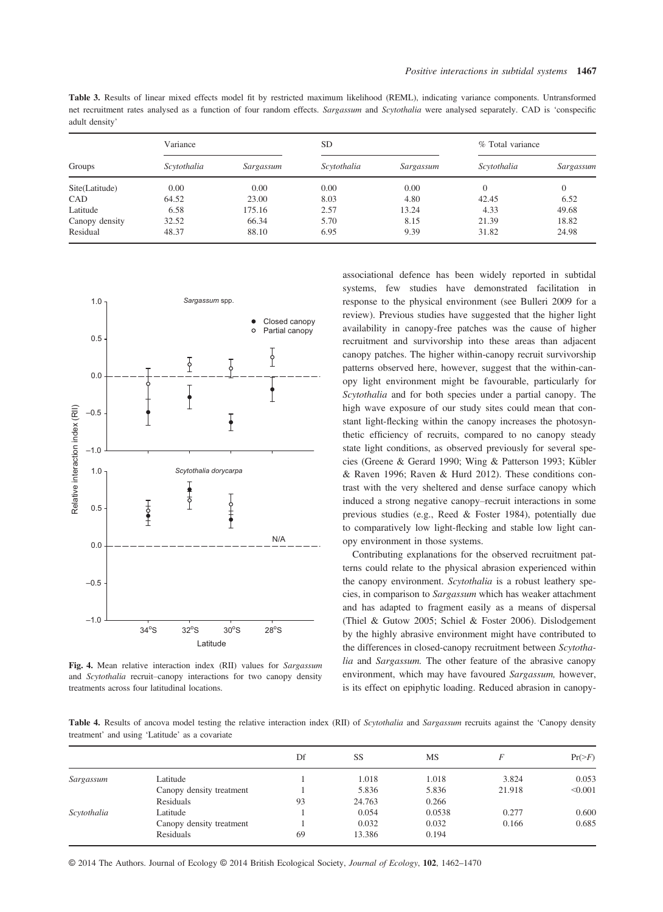**Table 3.** Results of linear mixed effects model fit by restricted maximum likelihood (REML), indicating variance components. Untransformed net recruitment rates analysed as a function of four random effects. *Sargassum* and *Scytothalia* were analysed separately. CAD is 'conspecific adult density'

| Groups | Variance | | SD | | % Total variance | |
|---|---|---|---|---|---|---|
| | *Scytothalia* | *Sargassum* | *Scytothalia* | *Sargassum* | *Scytothalia* | *Sargassum* |
| Site(Latitude) | 0.00 | 0.00 | 0.00 | 0.00 | 0 | 0 |
| CAD | 64.52 | 23.00 | 8.03 | 4.80 | 42.45 | 6.52 |
| Latitude | 6.58 | 175.16 | 2.57 | 13.24 | 4.33 | 49.68 |
| Canopy density | 32.52 | 66.34 | 5.70 | 8.15 | 21.39 | 18.82 |
| Residual | 48.37 | 88.10 | 6.95 | 9.39 | 31.82 | 24.98 |

**Fig. 4.** Mean relative interaction index (RII) values for *Sargassum* and *Scytothalia* recruit–canopy interactions for two canopy density treatments across four latitudinal locations.

associational defence has been widely reported in subtidal systems, few studies have demonstrated facilitation in response to the physical environment (see Bulleri 2009 for a review). Previous studies have suggested that the higher light availability in canopy-free patches was the cause of higher recruitment and survivorship into these areas than adjacent canopy patches. The higher within-canopy recruit survivorship patterns observed here, however, suggest that the within-canopy light environment might be favourable, particularly for *Scytothalia* and for both species under a partial canopy. The high wave exposure of our study sites could mean that constant light-flecking within the canopy increases the photosynthetic efficiency of recruits, compared to no canopy steady state light conditions, as observed previously for several species (Greene & Gerard 1990; Wing & Patterson 1993; Kübler & Raven 1996; Raven & Hurd 2012). These conditions contrast with the very sheltered and dense surface canopy which induced a strong negative canopy–recruit interactions in some previous studies (e.g., Reed & Foster 1984), potentially due to comparatively low light-flecking and stable low light canopy environment in those systems.

Contributing explanations for the observed recruitment patterns could relate to the physical abrasion experienced within the canopy environment. *Scytothalia* is a robust leathery species, in comparison to *Sargassum* which has weaker attachment and has adapted to fragment easily as a means of dispersal (Thiel & Gutow 2005; Schiel & Foster 2006). Dislodgement by the highly abrasive environment might have contributed to the differences in closed-canopy recruitment between *Scytothalia* and *Sargassum.* The other feature of the abrasive canopy environment, which may have favoured *Sargassum,* however, is its effect on epiphytic loading. Reduced abrasion in canopy-

**Table 4.** Results of ancova model testing the relative interaction index (RII) of *Scytothalia* and *Sargassum* recruits against the 'Canopy density treatment' and using 'Latitude' as a covariate

| | | Df | SS | MS | *F* | Pr(>*F*) |
|---|---|---|---|---|---|---|
| *Sargassum* | Latitude | 1 | 1.018 | 1.018 | 3.824 | 0.053 |
| | Canopy density treatment | 1 | 5.836 | 5.836 | 21.918 | <0.001 |
| | Residuals | 93 | 24.763 | 0.266 | | |
| *Scytothalia* | Latitude | 1 | 0.054 | 0.0538 | 0.277 | 0.600 |
| | Canopy density treatment | 1 | 0.032 | 0.032 | 0.166 | 0.685 |
| | Residuals | 69 | 13.386 | 0.194 | | |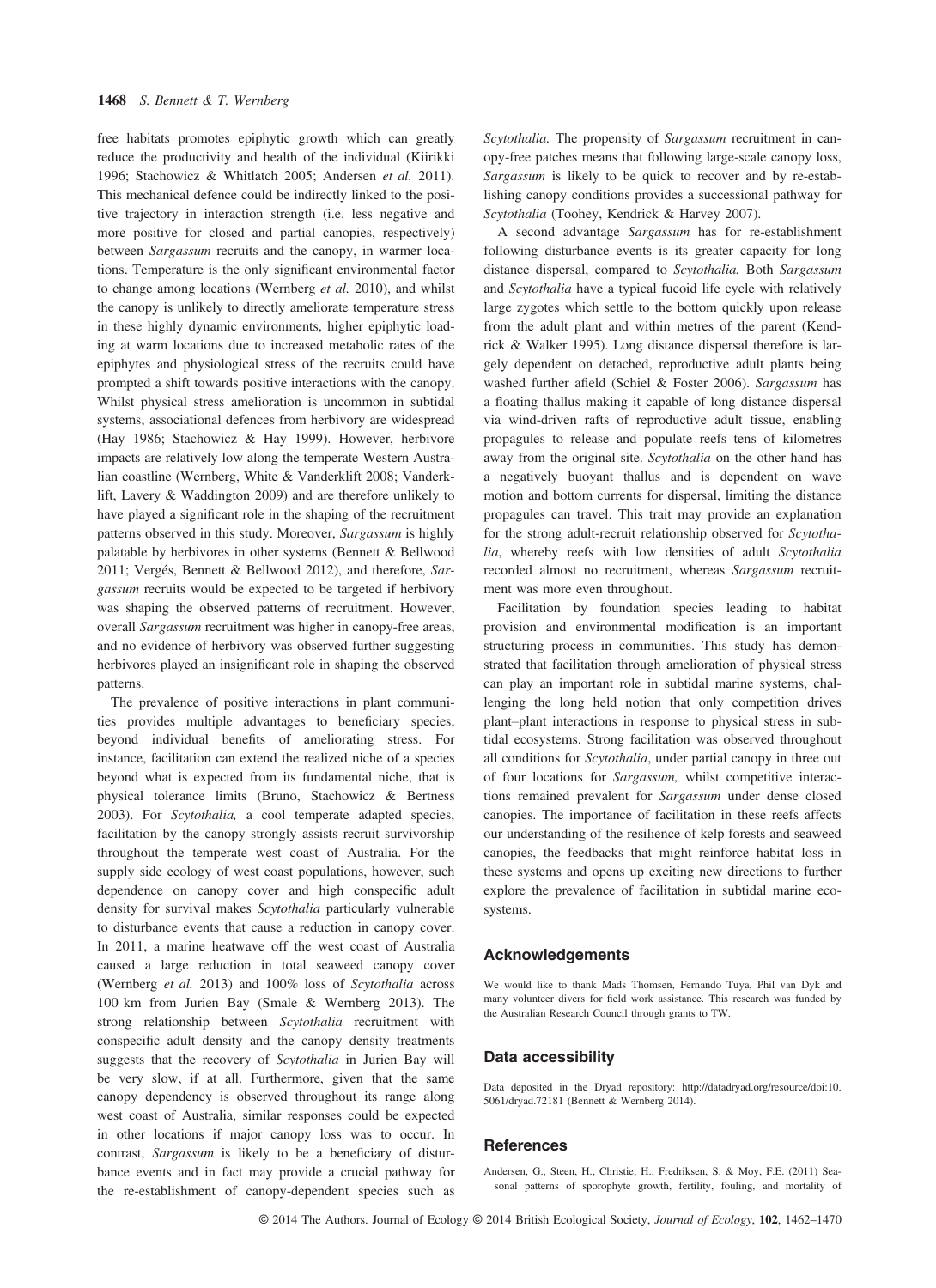free habitats promotes epiphytic growth which can greatly reduce the productivity and health of the individual (Kiirikki 1996; Stachowicz & Whitlatch 2005; Andersen *et al.* 2011). This mechanical defence could be indirectly linked to the positive trajectory in interaction strength (i.e. less negative and more positive for closed and partial canopies, respectively) between *Sargassum* recruits and the canopy, in warmer locations. Temperature is the only significant environmental factor to change among locations (Wernberg *et al.* 2010), and whilst the canopy is unlikely to directly ameliorate temperature stress in these highly dynamic environments, higher epiphytic loading at warm locations due to increased metabolic rates of the epiphytes and physiological stress of the recruits could have prompted a shift towards positive interactions with the canopy. Whilst physical stress amelioration is uncommon in subtidal systems, associational defences from herbivory are widespread (Hay 1986; Stachowicz & Hay 1999). However, herbivore impacts are relatively low along the temperate Western Australian coastline (Wernberg, White & Vanderklift 2008; Vanderklift, Lavery & Waddington 2009) and are therefore unlikely to have played a significant role in the shaping of the recruitment patterns observed in this study. Moreover, *Sargassum* is highly palatable by herbivores in other systems (Bennett & Bellwood 2011; Vergés, Bennett & Bellwood 2012), and therefore, *Sargassum* recruits would be expected to be targeted if herbivory was shaping the observed patterns of recruitment. However, overall *Sargassum* recruitment was higher in canopy-free areas, and no evidence of herbivory was observed further suggesting herbivores played an insignificant role in shaping the observed patterns.

The prevalence of positive interactions in plant communities provides multiple advantages to beneficiary species, beyond individual benefits of ameliorating stress. For instance, facilitation can extend the realized niche of a species beyond what is expected from its fundamental niche, that is physical tolerance limits (Bruno, Stachowicz & Bertness 2003). For *Scytothalia,* a cool temperate adapted species, facilitation by the canopy strongly assists recruit survivorship throughout the temperate west coast of Australia. For the supply side ecology of west coast populations, however, such dependence on canopy cover and high conspecific adult density for survival makes *Scytothalia* particularly vulnerable to disturbance events that cause a reduction in canopy cover. In 2011, a marine heatwave off the west coast of Australia caused a large reduction in total seaweed canopy cover (Wernberg *et al.* 2013) and 100% loss of *Scytothalia* across 100 km from Jurien Bay (Smale & Wernberg 2013). The strong relationship between *Scytothalia* recruitment with conspecific adult density and the canopy density treatments suggests that the recovery of *Scytothalia* in Jurien Bay will be very slow, if at all. Furthermore, given that the same canopy dependency is observed throughout its range along west coast of Australia, similar responses could be expected in other locations if major canopy loss was to occur. In contrast, *Sargassum* is likely to be a beneficiary of disturbance events and in fact may provide a crucial pathway for the re-establishment of canopy-dependent species such as *Scytothalia.* The propensity of *Sargassum* recruitment in canopy-free patches means that following large-scale canopy loss, *Sargassum* is likely to be quick to recover and by re-establishing canopy conditions provides a successional pathway for *Scytothalia* (Toohey, Kendrick & Harvey 2007).

A second advantage *Sargassum* has for re-establishment following disturbance events is its greater capacity for long distance dispersal, compared to *Scytothalia.* Both *Sargassum* and *Scytothalia* have a typical fucoid life cycle with relatively large zygotes which settle to the bottom quickly upon release from the adult plant and within metres of the parent (Kendrick & Walker 1995). Long distance dispersal therefore is largely dependent on detached, reproductive adult plants being washed further afield (Schiel & Foster 2006). *Sargassum* has a floating thallus making it capable of long distance dispersal via wind-driven rafts of reproductive adult tissue, enabling propagules to release and populate reefs tens of kilometres away from the original site. *Scytothalia* on the other hand has a negatively buoyant thallus and is dependent on wave motion and bottom currents for dispersal, limiting the distance propagules can travel. This trait may provide an explanation for the strong adult-recruit relationship observed for *Scytothalia*, whereby reefs with low densities of adult *Scytothalia* recorded almost no recruitment, whereas *Sargassum* recruitment was more even throughout.

Facilitation by foundation species leading to habitat provision and environmental modification is an important structuring process in communities. This study has demonstrated that facilitation through amelioration of physical stress can play an important role in subtidal marine systems, challenging the long held notion that only competition drives plant–plant interactions in response to physical stress in subtidal ecosystems. Strong facilitation was observed throughout all conditions for *Scytothalia*, under partial canopy in three out of four locations for *Sargassum,* whilst competitive interactions remained prevalent for *Sargassum* under dense closed canopies. The importance of facilitation in these reefs affects our understanding of the resilience of kelp forests and seaweed canopies, the feedbacks that might reinforce habitat loss in these systems and opens up exciting new directions to further explore the prevalence of facilitation in subtidal marine ecosystems.

## Acknowledgements

We would like to thank Mads Thomsen, Fernando Tuya, Phil van Dyk and many volunteer divers for field work assistance. This research was funded by the Australian Research Council through grants to TW.

## Data accessibility

Data deposited in the Dryad repository: http://datadryad.org/resource/doi:10.5061/dryad.72181 (Bennett & Wernberg 2014).

## References

Andersen, G., Steen, H., Christie, H., Fredriksen, S. & Moy, F.E. (2011) Seasonal patterns of sporophyte growth, fertility, fouling, and mortality of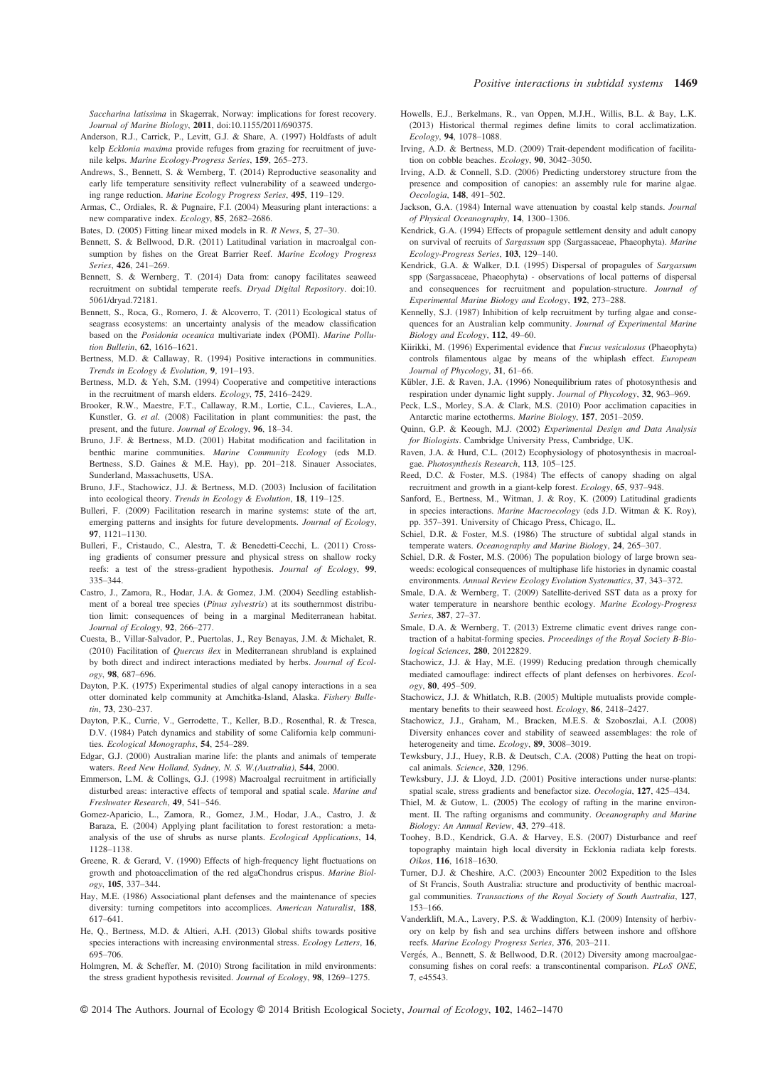*Saccharina latissima* in Skagerrak, Norway: implications for forest recovery. *Journal of Marine Biology*, **2011**, doi:10.1155/2011/690375.

Anderson, R.J., Carrick, P., Levitt, G.J. & Share, A. (1997) Holdfasts of adult kelp *Ecklonia maxima* provide refuges from grazing for recruitment of juvenile kelps. *Marine Ecology-Progress Series*, **159**, 265–273.

Andrews, S., Bennett, S. & Wernberg, T. (2014) Reproductive seasonality and early life temperature sensitivity reflect vulnerability of a seaweed undergoing range reduction. *Marine Ecology Progress Series*, **495**, 119–129.

Armas, C., Ordiales, R. & Pugnaire, F.I. (2004) Measuring plant interactions: a new comparative index. *Ecology*, **85**, 2682–2686.

Bates, D. (2005) Fitting linear mixed models in R. *R News*, **5**, 27–30.

Bennett, S. & Bellwood, D.R. (2011) Latitudinal variation in macroalgal consumption by fishes on the Great Barrier Reef. *Marine Ecology Progress Series*, **426**, 241–269.

Bennett, S. & Wernberg, T. (2014) Data from: canopy facilitates seaweed recruitment on subtidal temperate reefs. *Dryad Digital Repository*. doi:10.5061/dryad.72181.

Bennett, S., Roca, G., Romero, J. & Alcoverro, T. (2011) Ecological status of seagrass ecosystems: an uncertainty analysis of the meadow classification based on the *Posidonia oceanica* multivariate index (POMI). *Marine Pollution Bulletin*, **62**, 1616–1621.

Bertness, M.D. & Callaway, R. (1994) Positive interactions in communities. *Trends in Ecology & Evolution*, **9**, 191–193.

Bertness, M.D. & Yeh, S.M. (1994) Cooperative and competitive interactions in the recruitment of marsh elders. *Ecology*, **75**, 2416–2429.

Brooker, R.W., Maestre, F.T., Callaway, R.M., Lortie, C.L., Cavieres, L.A., Kunstler, G. *et al.* (2008) Facilitation in plant communities: the past, the present, and the future. *Journal of Ecology*, **96**, 18–34.

Bruno, J.F. & Bertness, M.D. (2001) Habitat modification and facilitation in benthic marine communities. *Marine Community Ecology* (eds M.D. Bertness, S.D. Gaines & M.E. Hay), pp. 201–218. Sinauer Associates, Sunderland, Massachusetts, USA.

Bruno, J.F., Stachowicz, J.J. & Bertness, M.D. (2003) Inclusion of facilitation into ecological theory. *Trends in Ecology & Evolution*, **18**, 119–125.

Bulleri, F. (2009) Facilitation research in marine systems: state of the art, emerging patterns and insights for future developments. *Journal of Ecology*, **97**, 1121–1130.

Bulleri, F., Cristaudo, C., Alestra, T. & Benedetti-Cecchi, L. (2011) Crossing gradients of consumer pressure and physical stress on shallow rocky reefs: a test of the stress-gradient hypothesis. *Journal of Ecology*, **99**, 335–344.

Castro, J., Zamora, R., Hodar, J.A. & Gomez, J.M. (2004) Seedling establishment of a boreal tree species (*Pinus sylvestris*) at its southernmost distribution limit: consequences of being in a marginal Mediterranean habitat. *Journal of Ecology*, **92**, 266–277.

Cuesta, B., Villar-Salvador, P., Puertolas, J., Rey Benayas, J.M. & Michalet, R. (2010) Facilitation of *Quercus ilex* in Mediterranean shrubland is explained by both direct and indirect interactions mediated by herbs. *Journal of Ecology*, **98**, 687–696.

Dayton, P.K. (1975) Experimental studies of algal canopy interactions in a sea otter dominated kelp community at Amchitka-Island, Alaska. *Fishery Bulletin*, **73**, 230–237.

Dayton, P.K., Currie, V., Gerrodette, T., Keller, B.D., Rosenthal, R. & Tresca, D.V. (1984) Patch dynamics and stability of some California kelp communities. *Ecological Monographs*, **54**, 254–289.

Edgar, G.J. (2000) Australian marine life: the plants and animals of temperate waters. *Reed New Holland, Sydney, N. S. W.(Australia)*, **544**, 2000.

Emmerson, L.M. & Collings, G.J. (1998) Macroalgal recruitment in artificially disturbed areas: interactive effects of temporal and spatial scale. *Marine and Freshwater Research*, **49**, 541–546.

Gomez-Aparicio, L., Zamora, R., Gomez, J.M., Hodar, J.A., Castro, J. & Baraza, E. (2004) Applying plant facilitation to forest restoration: a meta-analysis of the use of shrubs as nurse plants. *Ecological Applications*, **14**, 1128–1138.

Greene, R. & Gerard, V. (1990) Effects of high-frequency light fluctuations on growth and photoacclimation of the red algaChondrus crispus. *Marine Biology*, **105**, 337–344.

Hay, M.E. (1986) Associational plant defenses and the maintenance of species diversity: turning competitors into accomplices. *American Naturalist*, **188**, 617–641.

He, Q., Bertness, M.D. & Altieri, A.H. (2013) Global shifts towards positive species interactions with increasing environmental stress. *Ecology Letters*, **16**, 695–706.

Holmgren, M. & Scheffer, M. (2010) Strong facilitation in mild environments: the stress gradient hypothesis revisited. *Journal of Ecology*, **98**, 1269–1275.

Howells, E.J., Berkelmans, R., van Oppen, M.J.H., Willis, B.L. & Bay, L.K. (2013) Historical thermal regimes define limits to coral acclimatization. *Ecology*, **94**, 1078–1088.

Irving, A.D. & Bertness, M.D. (2009) Trait-dependent modification of facilitation on cobble beaches. *Ecology*, **90**, 3042–3050.

Irving, A.D. & Connell, S.D. (2006) Predicting understorey structure from the presence and composition of canopies: an assembly rule for marine algae. *Oecologia*, **148**, 491–502.

Jackson, G.A. (1984) Internal wave attenuation by coastal kelp stands. *Journal of Physical Oceanography*, **14**, 1300–1306.

Kendrick, G.A. (1994) Effects of propagule settlement density and adult canopy on survival of recruits of *Sargassum* spp (Sargassaceae, Phaeophyta). *Marine Ecology-Progress Series*, **103**, 129–140.

Kendrick, G.A. & Walker, D.I. (1995) Dispersal of propagules of *Sargassum* spp (Sargassaceae, Phaeophyta) - observations of local patterns of dispersal and consequences for recruitment and population-structure. *Journal of Experimental Marine Biology and Ecology*, **192**, 273–288.

Kennelly, S.J. (1987) Inhibition of kelp recruitment by turfing algae and consequences for an Australian kelp community. *Journal of Experimental Marine Biology and Ecology*, **112**, 49–60.

Kiirikki, M. (1996) Experimental evidence that *Fucus vesiculosus* (Phaeophyta) controls filamentous algae by means of the whiplash effect. *European Journal of Phycology*, **31**, 61–66.

Kübler, J.E. & Raven, J.A. (1996) Nonequilibrium rates of photosynthesis and respiration under dynamic light supply. *Journal of Phycology*, **32**, 963–969.

Peck, L.S., Morley, S.A. & Clark, M.S. (2010) Poor acclimation capacities in Antarctic marine ectotherms. *Marine Biology*, **157**, 2051–2059.

Quinn, G.P. & Keough, M.J. (2002) *Experimental Design and Data Analysis for Biologists*. Cambridge University Press, Cambridge, UK.

Raven, J.A. & Hurd, C.L. (2012) Ecophysiology of photosynthesis in macroalgae. *Photosynthesis Research*, **113**, 105–125.

Reed, D.C. & Foster, M.S. (1984) The effects of canopy shading on algal recruitment and growth in a giant-kelp forest. *Ecology*, **65**, 937–948.

Sanford, E., Bertness, M., Witman, J. & Roy, K. (2009) Latitudinal gradients in species interactions. *Marine Macroecology* (eds J.D. Witman & K. Roy), pp. 357–391. University of Chicago Press, Chicago, IL.

Schiel, D.R. & Foster, M.S. (1986) The structure of subtidal algal stands in temperate waters. *Oceanography and Marine Biology*, **24**, 265–307.

Schiel, D.R. & Foster, M.S. (2006) The population biology of large brown seaweeds: ecological consequences of multiphase life histories in dynamic coastal environments. *Annual Review Ecology Evolution Systematics*, **37**, 343–372.

Smale, D.A. & Wernberg, T. (2009) Satellite-derived SST data as a proxy for water temperature in nearshore benthic ecology. *Marine Ecology-Progress Series*, **387**, 27–37.

Smale, D.A. & Wernberg, T. (2013) Extreme climatic event drives range contraction of a habitat-forming species. *Proceedings of the Royal Society B-Biological Sciences*, **280**, 20122829.

Stachowicz, J.J. & Hay, M.E. (1999) Reducing predation through chemically mediated camouflage: indirect effects of plant defenses on herbivores. *Ecology*, **80**, 495–509.

Stachowicz, J.J. & Whitlatch, R.B. (2005) Multiple mutualists provide complementary benefits to their seaweed host. *Ecology*, **86**, 2418–2427.

Stachowicz, J.J., Graham, M., Bracken, M.E.S. & Szoboszlai, A.I. (2008) Diversity enhances cover and stability of seaweed assemblages: the role of heterogeneity and time. *Ecology*, **89**, 3008–3019.

Tewksbury, J.J., Huey, R.B. & Deutsch, C.A. (2008) Putting the heat on tropical animals. *Science*, **320**, 1296.

Tewksbury, J.J. & Lloyd, J.D. (2001) Positive interactions under nurse-plants: spatial scale, stress gradients and benefactor size. *Oecologia*, **127**, 425–434.

Thiel, M. & Gutow, L. (2005) The ecology of rafting in the marine environment. II. The rafting organisms and community. *Oceanography and Marine Biology: An Annual Review*, **43**, 279–418.

Toohey, B.D., Kendrick, G.A. & Harvey, E.S. (2007) Disturbance and reef topography maintain high local diversity in Ecklonia radiata kelp forests. *Oikos*, **116**, 1618–1630.

Turner, D.J. & Cheshire, A.C. (2003) Encounter 2002 Expedition to the Isles of St Francis, South Australia: structure and productivity of benthic macroalgal communities. *Transactions of the Royal Society of South Australia*, **127**, 153–166.

Vanderklift, M.A., Lavery, P.S. & Waddington, K.I. (2009) Intensity of herbivory on kelp by fish and sea urchins differs between inshore and offshore reefs. *Marine Ecology Progress Series*, **376**, 203–211.

Vergés, A., Bennett, S. & Bellwood, D.R. (2012) Diversity among macroalgae-consuming fishes on coral reefs: a transcontinental comparison. *PLoS ONE*, **7**, e45543.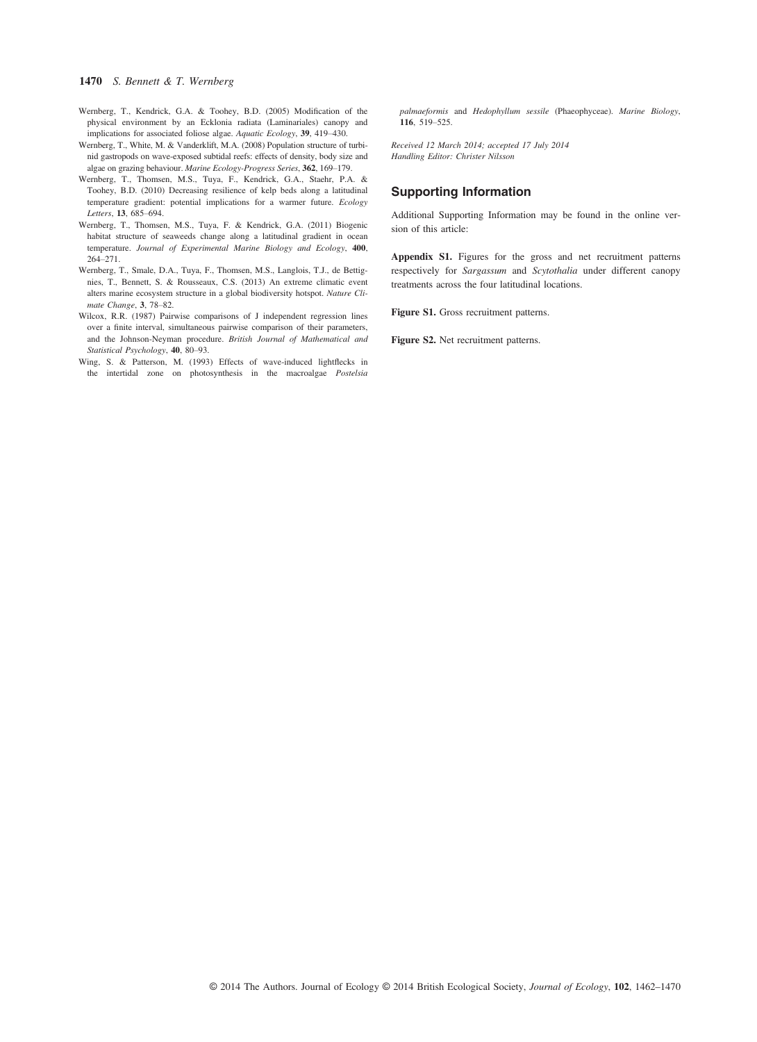Wernberg, T., Kendrick, G.A. & Toohey, B.D. (2005) Modification of the physical environment by an Ecklonia radiata (Laminariales) canopy and implications for associated foliose algae. *Aquatic Ecology*, **39**, 419–430.

Wernberg, T., White, M. & Vanderklift, M.A. (2008) Population structure of turbinid gastropods on wave-exposed subtidal reefs: effects of density, body size and algae on grazing behaviour. *Marine Ecology-Progress Series*, **362**, 169–179.

Wernberg, T., Thomsen, M.S., Tuya, F., Kendrick, G.A., Staehr, P.A. & Toohey, B.D. (2010) Decreasing resilience of kelp beds along a latitudinal temperature gradient: potential implications for a warmer future. *Ecology Letters*, **13**, 685–694.

Wernberg, T., Thomsen, M.S., Tuya, F. & Kendrick, G.A. (2011) Biogenic habitat structure of seaweeds change along a latitudinal gradient in ocean temperature. *Journal of Experimental Marine Biology and Ecology*, **400**, 264–271.

Wernberg, T., Smale, D.A., Tuya, F., Thomsen, M.S., Langlois, T.J., de Bettignies, T., Bennett, S. & Rousseaux, C.S. (2013) An extreme climatic event alters marine ecosystem structure in a global biodiversity hotspot. *Nature Climate Change*, **3**, 78–82.

Wilcox, R.R. (1987) Pairwise comparisons of J independent regression lines over a finite interval, simultaneous pairwise comparison of their parameters, and the Johnson-Neyman procedure. *British Journal of Mathematical and Statistical Psychology*, **40**, 80–93.

Wing, S. & Patterson, M. (1993) Effects of wave-induced lightflecks in the intertidal zone on photosynthesis in the macroalgae *Postelsia palmaeformis* and *Hedophyllum sessile* (Phaeophyceae). *Marine Biology*, **116**, 519–525.

*Received 12 March 2014; accepted 17 July 2014*
*Handling Editor: Christer Nilsson*

## Supporting Information

Additional Supporting Information may be found in the online version of this article:

**Appendix S1.** Figures for the gross and net recruitment patterns respectively for *Sargassum* and *Scytothalia* under different canopy treatments across the four latitudinal locations.

**Figure S1.** Gross recruitment patterns.

**Figure S2.** Net recruitment patterns.